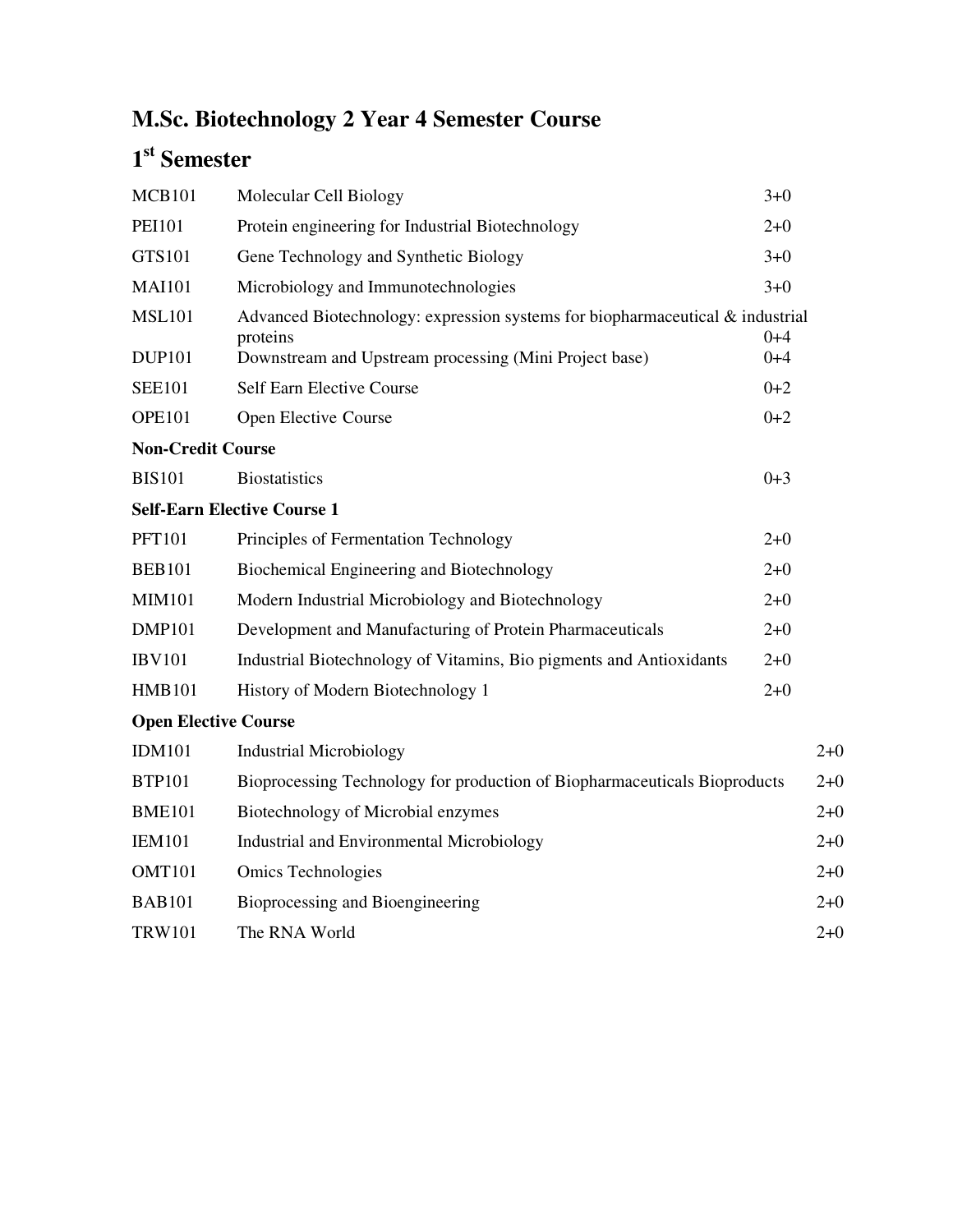# M.Sc. Biotechnology 2 Year 4 Semester Course

## 1st Semester

| | | |
|---|---|---|
| MCB101 | Molecular Cell Biology | 3+0 |
| PEI101 | Protein engineering for Industrial Biotechnology | 2+0 |
| GTS101 | Gene Technology and Synthetic Biology | 3+0 |
| MAI101 | Microbiology and Immunotechnologies | 3+0 |
| MSL101 | Advanced Biotechnology: expression systems for biopharmaceutical & industrial proteins | 0+4 |
| DUP101 | Downstream and Upstream processing (Mini Project base) | 0+4 |
| SEE101 | Self Earn Elective Course | 0+2 |
| OPE101 | Open Elective Course | 0+2 |

**Non-Credit Course**

| | | |
|---|---|---|
| BIS101 | Biostatistics | 0+3 |

**Self-Earn Elective Course 1**

| | | |
|---|---|---|
| PFT101 | Principles of Fermentation Technology | 2+0 |
| BEB101 | Biochemical Engineering and Biotechnology | 2+0 |
| MIM101 | Modern Industrial Microbiology and Biotechnology | 2+0 |
| DMP101 | Development and Manufacturing of Protein Pharmaceuticals | 2+0 |
| IBV101 | Industrial Biotechnology of Vitamins, Bio pigments and Antioxidants | 2+0 |
| HMB101 | History of Modern Biotechnology 1 | 2+0 |

**Open Elective Course**

| | | |
|---|---|---|
| IDM101 | Industrial Microbiology | 2+0 |
| BTP101 | Bioprocessing Technology for production of Biopharmaceuticals Bioproducts | 2+0 |
| BME101 | Biotechnology of Microbial enzymes | 2+0 |
| IEM101 | Industrial and Environmental Microbiology | 2+0 |
| OMT101 | Omics Technologies | 2+0 |
| BAB101 | Bioprocessing and Bioengineering | 2+0 |
| TRW101 | The RNA World | 2+0 |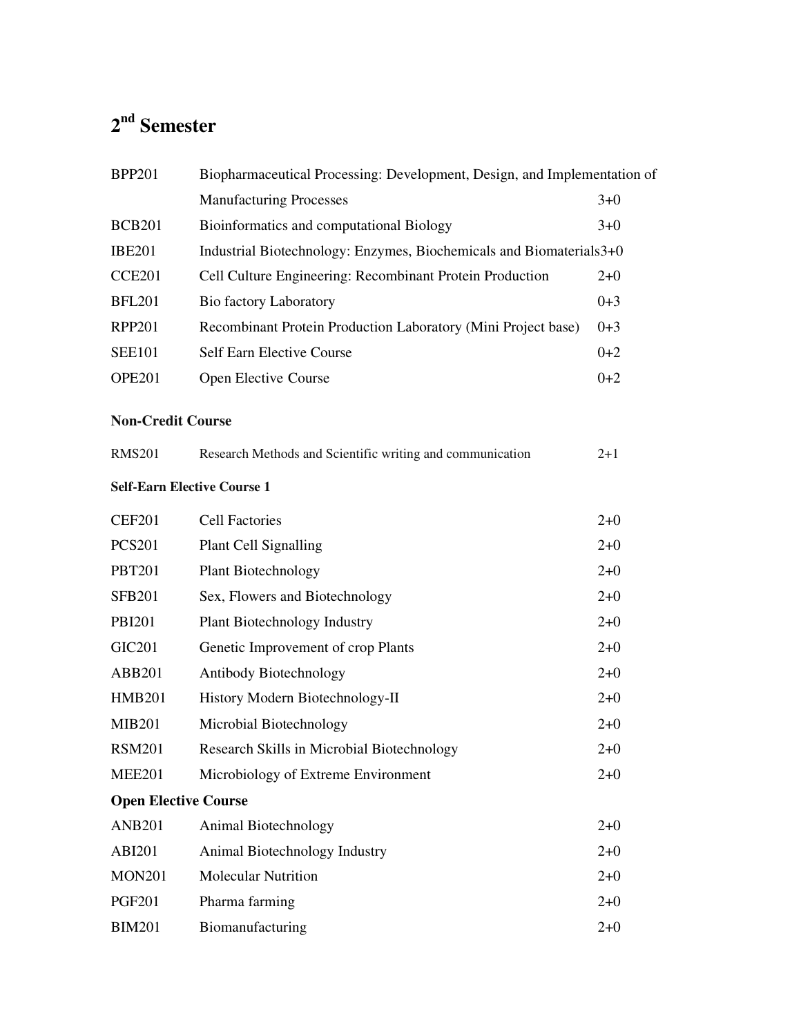## 2nd Semester

| | | |
|---|---|---|
| BPP201 | Biopharmaceutical Processing: Development, Design, and Implementation of Manufacturing Processes | 3+0 |
| BCB201 | Bioinformatics and computational Biology | 3+0 |
| IBE201 | Industrial Biotechnology: Enzymes, Biochemicals and Biomaterials | 3+0 |
| CCE201 | Cell Culture Engineering: Recombinant Protein Production | 2+0 |
| BFL201 | Bio factory Laboratory | 0+3 |
| RPP201 | Recombinant Protein Production Laboratory (Mini Project base) | 0+3 |
| SEE101 | Self Earn Elective Course | 0+2 |
| OPE201 | Open Elective Course | 0+2 |

**Non-Credit Course**

| | | |
|---|---|---|
| RMS201 | Research Methods and Scientific writing and communication | 2+1 |

**Self-Earn Elective Course 1**

| | | |
|---|---|---|
| CEF201 | Cell Factories | 2+0 |
| PCS201 | Plant Cell Signalling | 2+0 |
| PBT201 | Plant Biotechnology | 2+0 |
| SFB201 | Sex, Flowers and Biotechnology | 2+0 |
| PBI201 | Plant Biotechnology Industry | 2+0 |
| GIC201 | Genetic Improvement of crop Plants | 2+0 |
| ABB201 | Antibody Biotechnology | 2+0 |
| HMB201 | History Modern Biotechnology-II | 2+0 |
| MIB201 | Microbial Biotechnology | 2+0 |
| RSM201 | Research Skills in Microbial Biotechnology | 2+0 |
| MEE201 | Microbiology of Extreme Environment | 2+0 |

**Open Elective Course**

| | | |
|---|---|---|
| ANB201 | Animal Biotechnology | 2+0 |
| ABI201 | Animal Biotechnology Industry | 2+0 |
| MON201 | Molecular Nutrition | 2+0 |
| PGF201 | Pharma farming | 2+0 |
| BIM201 | Biomanufacturing | 2+0 |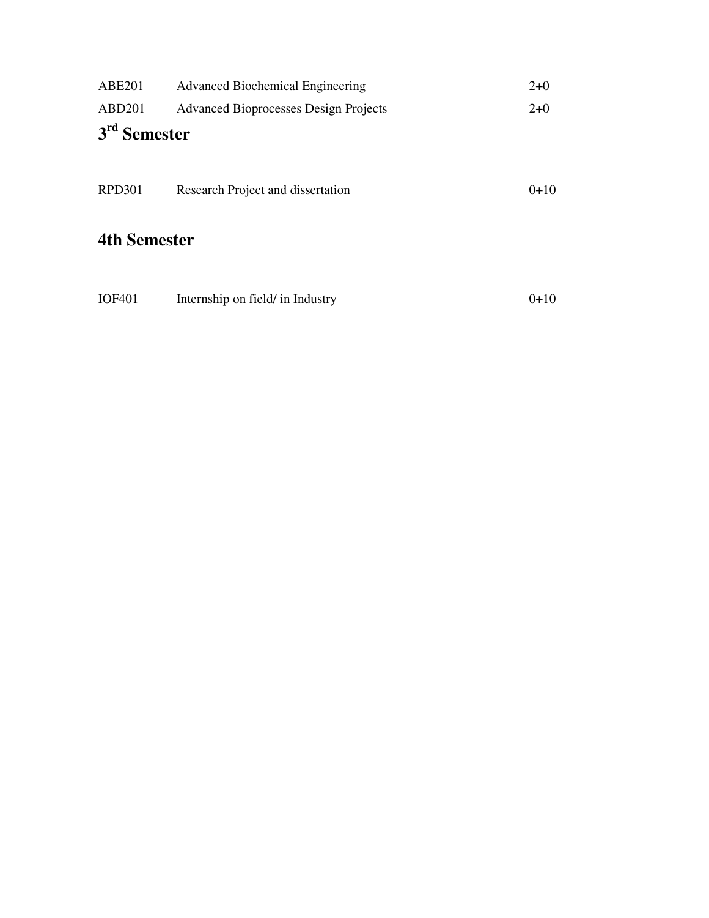| | | |
|---|---|---|
| ABE201 | Advanced Biochemical Engineering | 2+0 |
| ABD201 | Advanced Bioprocesses Design Projects | 2+0 |

## 3rd Semester

| | | |
|---|---|---|
| RPD301 | Research Project and dissertation | 0+10 |

## 4th Semester

| | | |
|---|---|---|
| IOF401 | Internship on field/ in Industry | 0+10 |